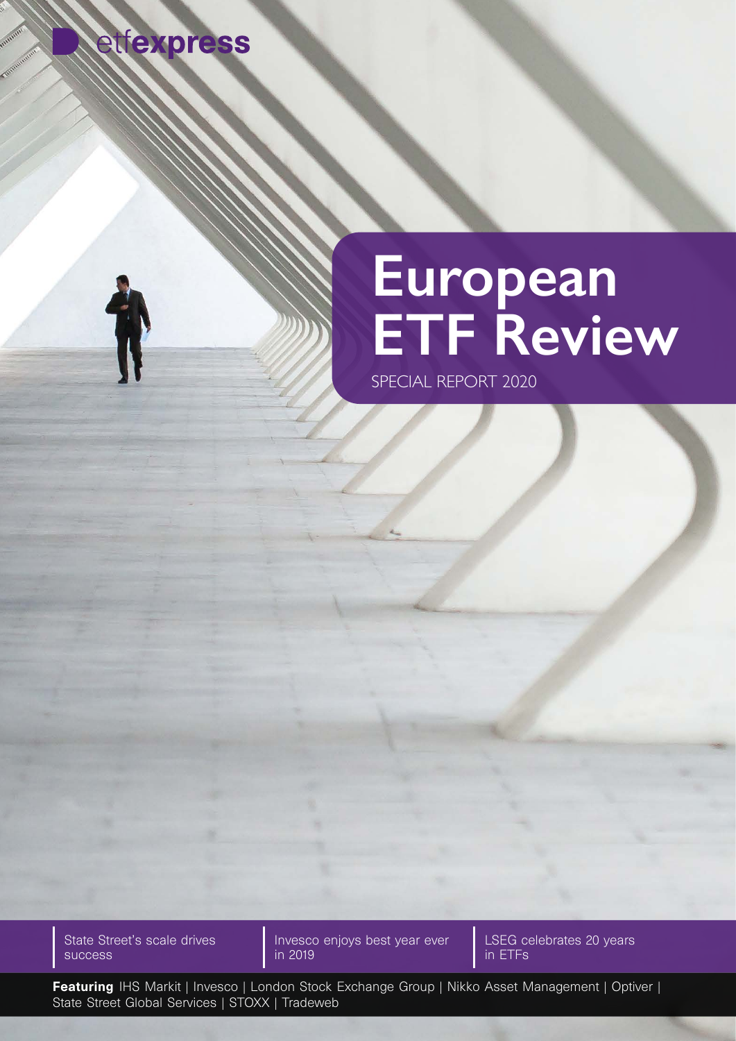etfexpress

# European ETF Review

SPECIAL REPORT 2020

State Street's scale drives success

Invesco enjoys best year ever in 2019

LSEG celebrates 20 years in ETFs

**Featuring** IHS Markit | Invesco | London Stock Exchange Group | Nikko Asset Management | Optiver | State Street Global Services | STOXX | Tradeweb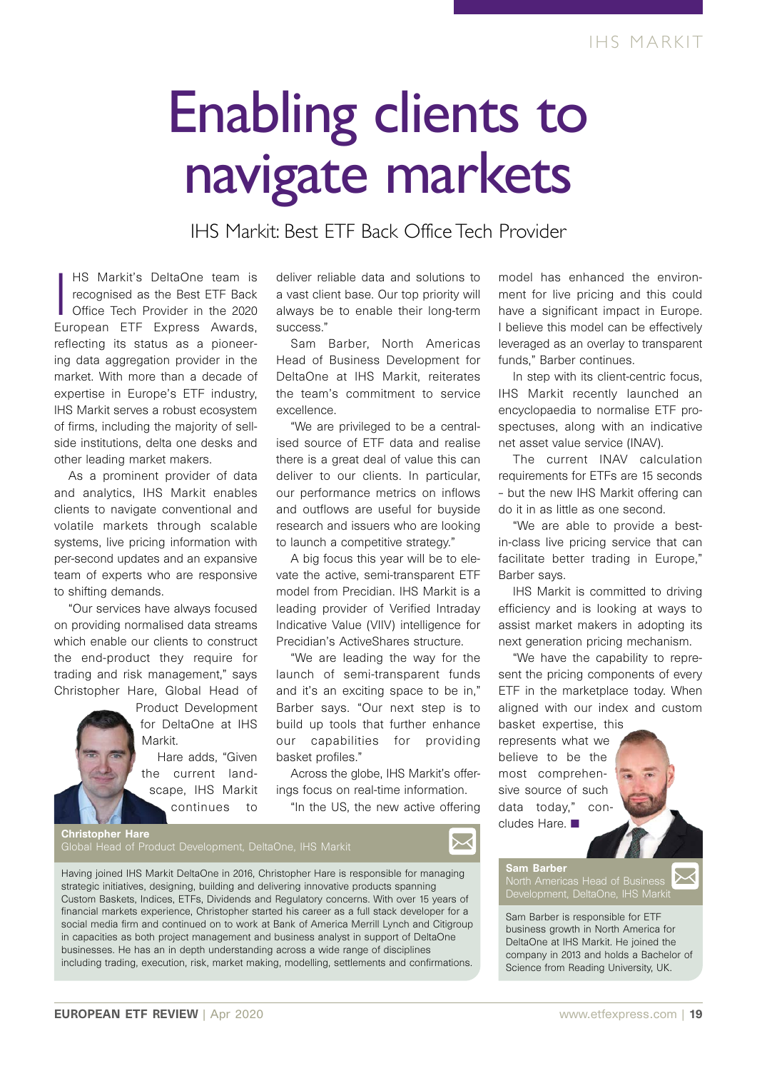# Enabling clients to navigate markets

## IHS Markit: Best ETF Back Office Tech Provider

IHS Markit's DeltaOne team is recognised as the Best ETF Back Office Tech Provider in the 2020 European ETF Express Awards, reflecting its status as a pioneering data aggregation provider in the market. With more than a decade of expertise in Europe's ETF industry, IHS Markit serves a robust ecosystem of firms, including the majority of sell-side institutions, delta one desks and other leading market makers.

As a prominent provider of data and analytics, IHS Markit enables clients to navigate conventional and volatile markets through scalable systems, live pricing information with per-second updates and an expansive team of experts who are responsive to shifting demands.

"Our services have always focused on providing normalised data streams which enable our clients to construct the end-product they require for trading and risk management," says Christopher Hare, Global Head of Product Development for DeltaOne at IHS Markit.

Hare adds, "Given the current landscape, IHS Markit continues to deliver reliable data and solutions to a vast client base. Our top priority will always be to enable their long-term success."

Sam Barber, North Americas Head of Business Development for DeltaOne at IHS Markit, reiterates the team's commitment to service excellence.

"We are privileged to be a centralised source of ETF data and realise there is a great deal of value this can deliver to our clients. In particular, our performance metrics on inflows and outflows are useful for buyside research and issuers who are looking to launch a competitive strategy."

A big focus this year will be to elevate the active, semi-transparent ETF model from Precidian. IHS Markit is a leading provider of Verified Intraday Indicative Value (VIIV) intelligence for Precidian's ActiveShares structure.

"We are leading the way for the launch of semi-transparent funds and it's an exciting space to be in," Barber says. "Our next step is to build up tools that further enhance our capabilities for providing basket profiles."

Across the globe, IHS Markit's offerings focus on real-time information.

"In the US, the new active offering model has enhanced the environment for live pricing and this could have a significant impact in Europe. I believe this model can be effectively leveraged as an overlay to transparent funds," Barber continues.

In step with its client-centric focus, IHS Markit recently launched an encyclopaedia to normalise ETF prospectuses, along with an indicative net asset value service (INAV).

The current INAV calculation requirements for ETFs are 15 seconds – but the new IHS Markit offering can do it in as little as one second.

"We are able to provide a best-in-class live pricing service that can facilitate better trading in Europe," Barber says.

IHS Markit is committed to driving efficiency and is looking at ways to assist market makers in adopting its next generation pricing mechanism.

"We have the capability to represent the pricing components of every ETF in the marketplace today. When aligned with our index and custom basket expertise, this represents what we believe to be the most comprehensive source of such data today," concludes Hare. ■

**Christopher Hare**
Global Head of Product Development, DeltaOne, IHS Markit

Having joined IHS Markit DeltaOne in 2016, Christopher Hare is responsible for managing strategic initiatives, designing, building and delivering innovative products spanning Custom Baskets, Indices, ETFs, Dividends and Regulatory concerns. With over 15 years of financial markets experience, Christopher started his career as a full stack developer for a social media firm and continued on to work at Bank of America Merrill Lynch and Citigroup in capacities as both project management and business analyst in support of DeltaOne businesses. He has an in depth understanding across a wide range of disciplines including trading, execution, risk, market making, modelling, settlements and confirmations.

**Sam Barber**
North Americas Head of Business Development, DeltaOne, IHS Markit

Sam Barber is responsible for ETF business growth in North America for DeltaOne at IHS Markit. He joined the company in 2013 and holds a Bachelor of Science from Reading University, UK.